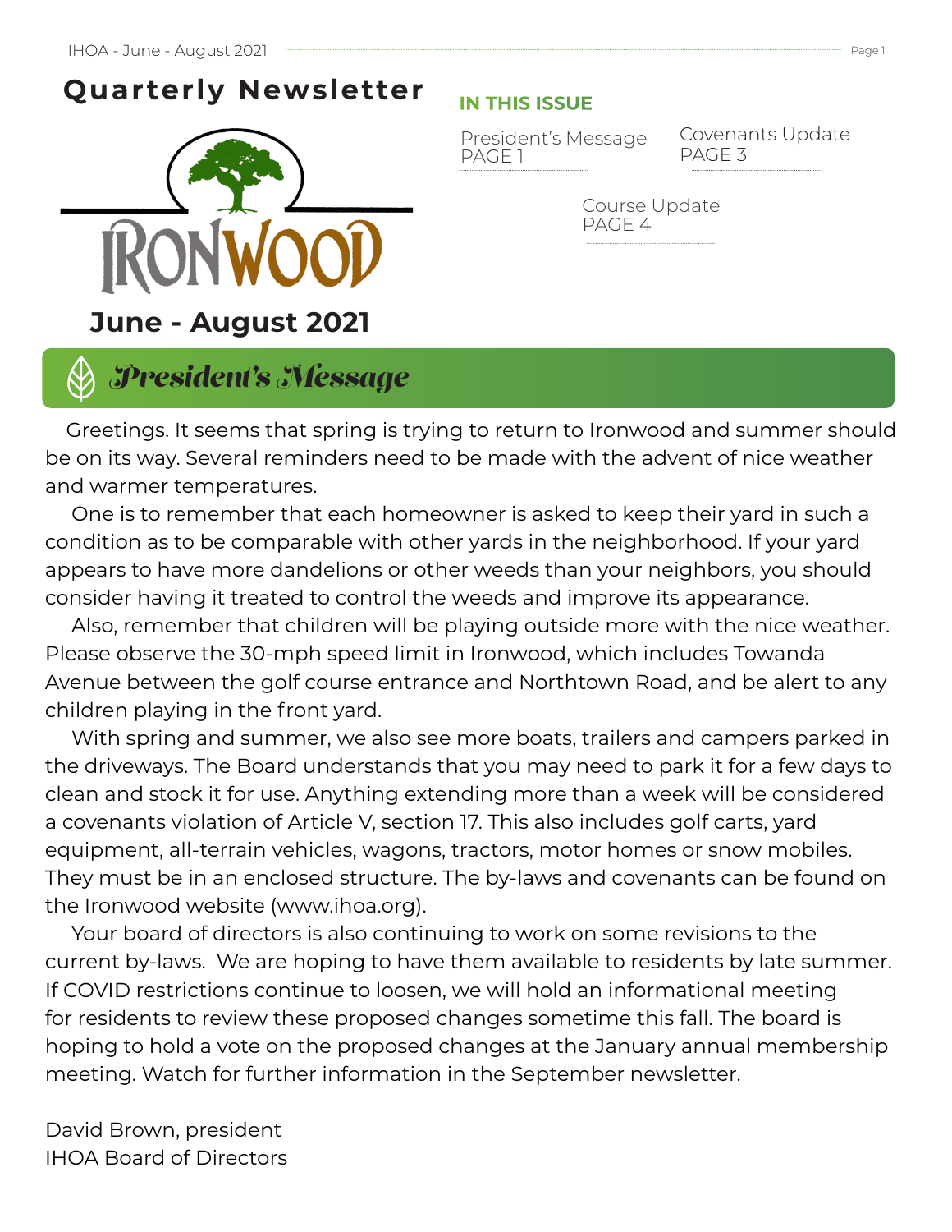# Quarterly Newsletter

IRONWOOD

## June - August 2021

**IN THIS ISSUE**

- President's Message PAGE 1
- Covenants Update PAGE 3
- Course Update PAGE 4

## President's Message

Greetings. It seems that spring is trying to return to Ironwood and summer should be on its way. Several reminders need to be made with the advent of nice weather and warmer temperatures.

One is to remember that each homeowner is asked to keep their yard in such a condition as to be comparable with other yards in the neighborhood. If your yard appears to have more dandelions or other weeds than your neighbors, you should consider having it treated to control the weeds and improve its appearance.

Also, remember that children will be playing outside more with the nice weather. Please observe the 30-mph speed limit in Ironwood, which includes Towanda Avenue between the golf course entrance and Northtown Road, and be alert to any children playing in the front yard.

With spring and summer, we also see more boats, trailers and campers parked in the driveways. The Board understands that you may need to park it for a few days to clean and stock it for use. Anything extending more than a week will be considered a covenants violation of Article V, section 17. This also includes golf carts, yard equipment, all-terrain vehicles, wagons, tractors, motor homes or snow mobiles. They must be in an enclosed structure. The by-laws and covenants can be found on the Ironwood website (www.ihoa.org).

Your board of directors is also continuing to work on some revisions to the current by-laws. We are hoping to have them available to residents by late summer. If COVID restrictions continue to loosen, we will hold an informational meeting for residents to review these proposed changes sometime this fall. The board is hoping to hold a vote on the proposed changes at the January annual membership meeting. Watch for further information in the September newsletter.

David Brown, president
IHOA Board of Directors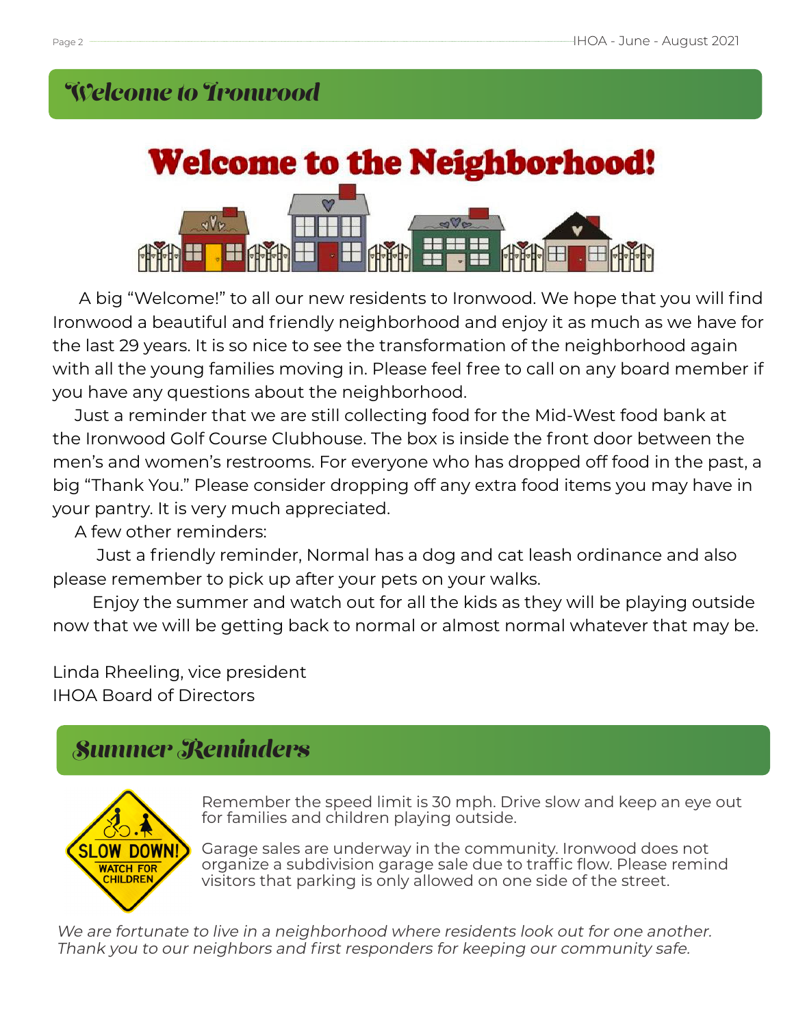## Welcome to Ironwood

# Welcome to the Neighborhood!

A big "Welcome!" to all our new residents to Ironwood. We hope that you will find Ironwood a beautiful and friendly neighborhood and enjoy it as much as we have for the last 29 years. It is so nice to see the transformation of the neighborhood again with all the young families moving in. Please feel free to call on any board member if you have any questions about the neighborhood.

Just a reminder that we are still collecting food for the Mid-West food bank at the Ironwood Golf Course Clubhouse. The box is inside the front door between the men's and women's restrooms. For everyone who has dropped off food in the past, a big "Thank You." Please consider dropping off any extra food items you may have in your pantry. It is very much appreciated.

A few other reminders:

Just a friendly reminder, Normal has a dog and cat leash ordinance and also please remember to pick up after your pets on your walks.

Enjoy the summer and watch out for all the kids as they will be playing outside now that we will be getting back to normal or almost normal whatever that may be.

Linda Rheeling, vice president
IHOA Board of Directors

## Summer Reminders

SLOW DOWN! WATCH FOR CHILDREN

Remember the speed limit is 30 mph. Drive slow and keep an eye out for families and children playing outside.

Garage sales are underway in the community. Ironwood does not organize a subdivision garage sale due to traffic flow. Please remind visitors that parking is only allowed on one side of the street.

*We are fortunate to live in a neighborhood where residents look out for one another. Thank you to our neighbors and first responders for keeping our community safe.*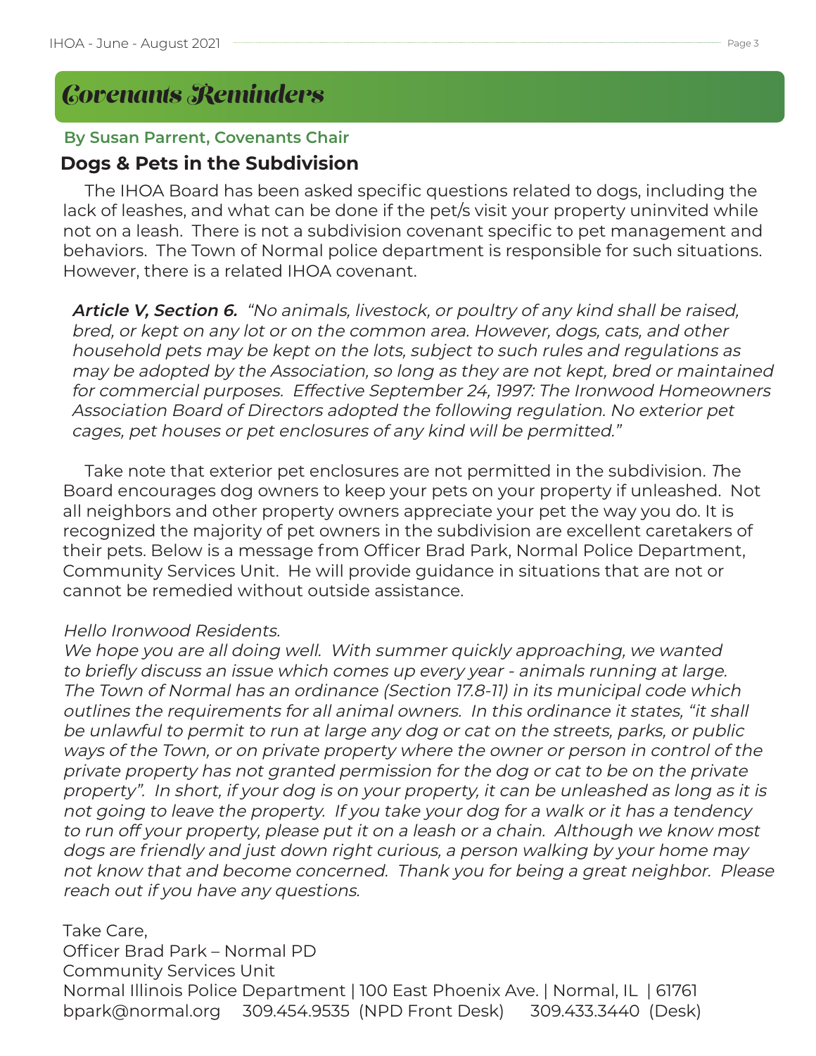# Covenants Reminders

**By Susan Parrent, Covenants Chair**

## Dogs & Pets in the Subdivision

The IHOA Board has been asked specific questions related to dogs, including the lack of leashes, and what can be done if the pet/s visit your property uninvited while not on a leash. There is not a subdivision covenant specific to pet management and behaviors. The Town of Normal police department is responsible for such situations. However, there is a related IHOA covenant.

***Article V, Section 6.*** *"No animals, livestock, or poultry of any kind shall be raised, bred, or kept on any lot or on the common area. However, dogs, cats, and other household pets may be kept on the lots, subject to such rules and regulations as may be adopted by the Association, so long as they are not kept, bred or maintained for commercial purposes. Effective September 24, 1997: The Ironwood Homeowners Association Board of Directors adopted the following regulation. No exterior pet cages, pet houses or pet enclosures of any kind will be permitted."*

Take note that exterior pet enclosures are not permitted in the subdivision. The Board encourages dog owners to keep your pets on your property if unleashed. Not all neighbors and other property owners appreciate your pet the way you do. It is recognized the majority of pet owners in the subdivision are excellent caretakers of their pets. Below is a message from Officer Brad Park, Normal Police Department, Community Services Unit. He will provide guidance in situations that are not or cannot be remedied without outside assistance.

*Hello Ironwood Residents.*
*We hope you are all doing well. With summer quickly approaching, we wanted to briefly discuss an issue which comes up every year - animals running at large. The Town of Normal has an ordinance (Section 17.8-11) in its municipal code which outlines the requirements for all animal owners. In this ordinance it states, "it shall be unlawful to permit to run at large any dog or cat on the streets, parks, or public ways of the Town, or on private property where the owner or person in control of the private property has not granted permission for the dog or cat to be on the private property". In short, if your dog is on your property, it can be unleashed as long as it is not going to leave the property. If you take your dog for a walk or it has a tendency to run off your property, please put it on a leash or a chain. Although we know most dogs are friendly and just down right curious, a person walking by your home may not know that and become concerned. Thank you for being a great neighbor. Please reach out if you have any questions.*

Take Care,
Officer Brad Park – Normal PD
Community Services Unit
Normal Illinois Police Department | 100 East Phoenix Ave. | Normal, IL | 61761
bpark@normal.org 309.454.9535 (NPD Front Desk) 309.433.3440 (Desk)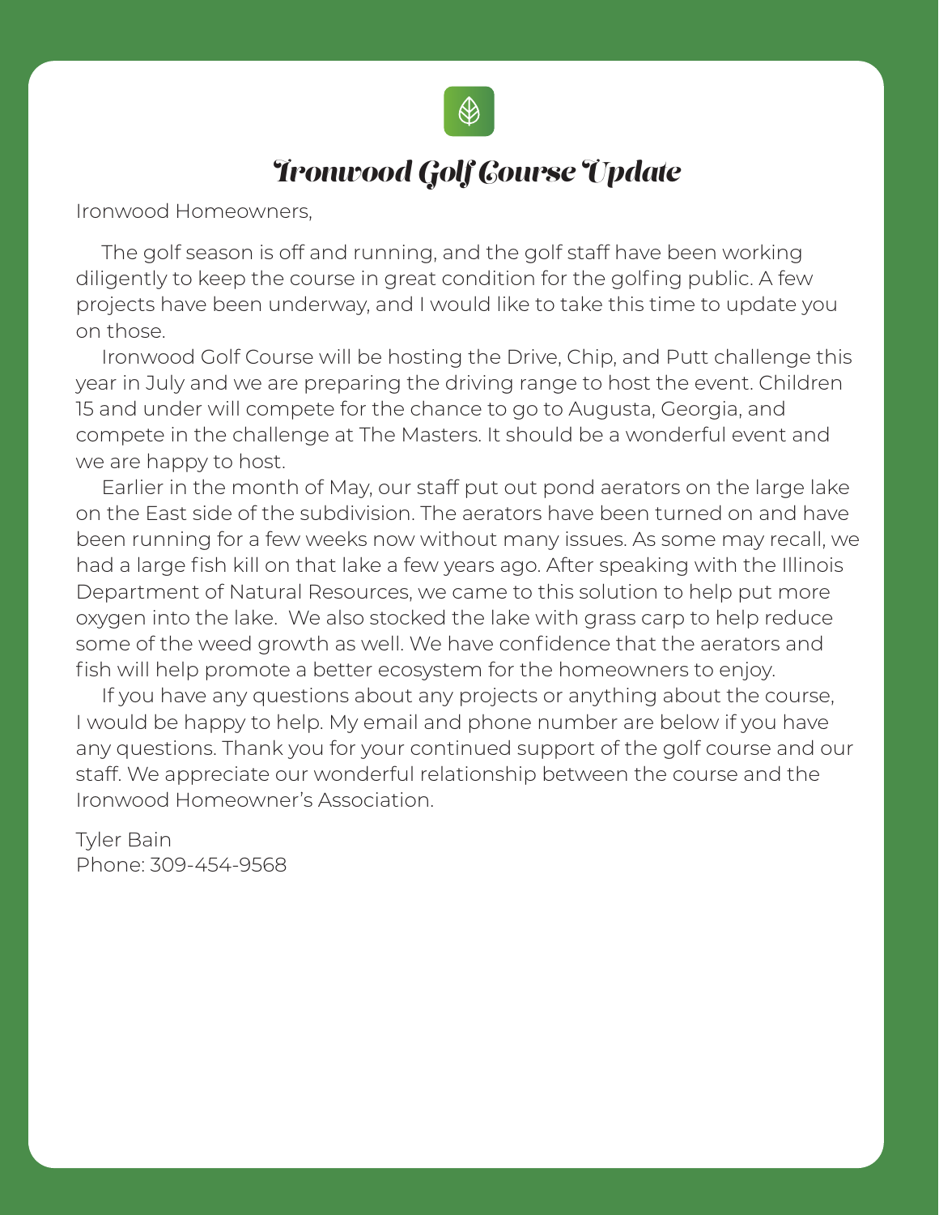# Ironwood Golf Course Update

Ironwood Homeowners,

The golf season is off and running, and the golf staff have been working diligently to keep the course in great condition for the golfing public. A few projects have been underway, and I would like to take this time to update you on those.

Ironwood Golf Course will be hosting the Drive, Chip, and Putt challenge this year in July and we are preparing the driving range to host the event. Children 15 and under will compete for the chance to go to Augusta, Georgia, and compete in the challenge at The Masters. It should be a wonderful event and we are happy to host.

Earlier in the month of May, our staff put out pond aerators on the large lake on the East side of the subdivision. The aerators have been turned on and have been running for a few weeks now without many issues. As some may recall, we had a large fish kill on that lake a few years ago. After speaking with the Illinois Department of Natural Resources, we came to this solution to help put more oxygen into the lake. We also stocked the lake with grass carp to help reduce some of the weed growth as well. We have confidence that the aerators and fish will help promote a better ecosystem for the homeowners to enjoy.

If you have any questions about any projects or anything about the course, I would be happy to help. My email and phone number are below if you have any questions. Thank you for your continued support of the golf course and our staff. We appreciate our wonderful relationship between the course and the Ironwood Homeowner's Association.

Tyler Bain
Phone: 309-454-9568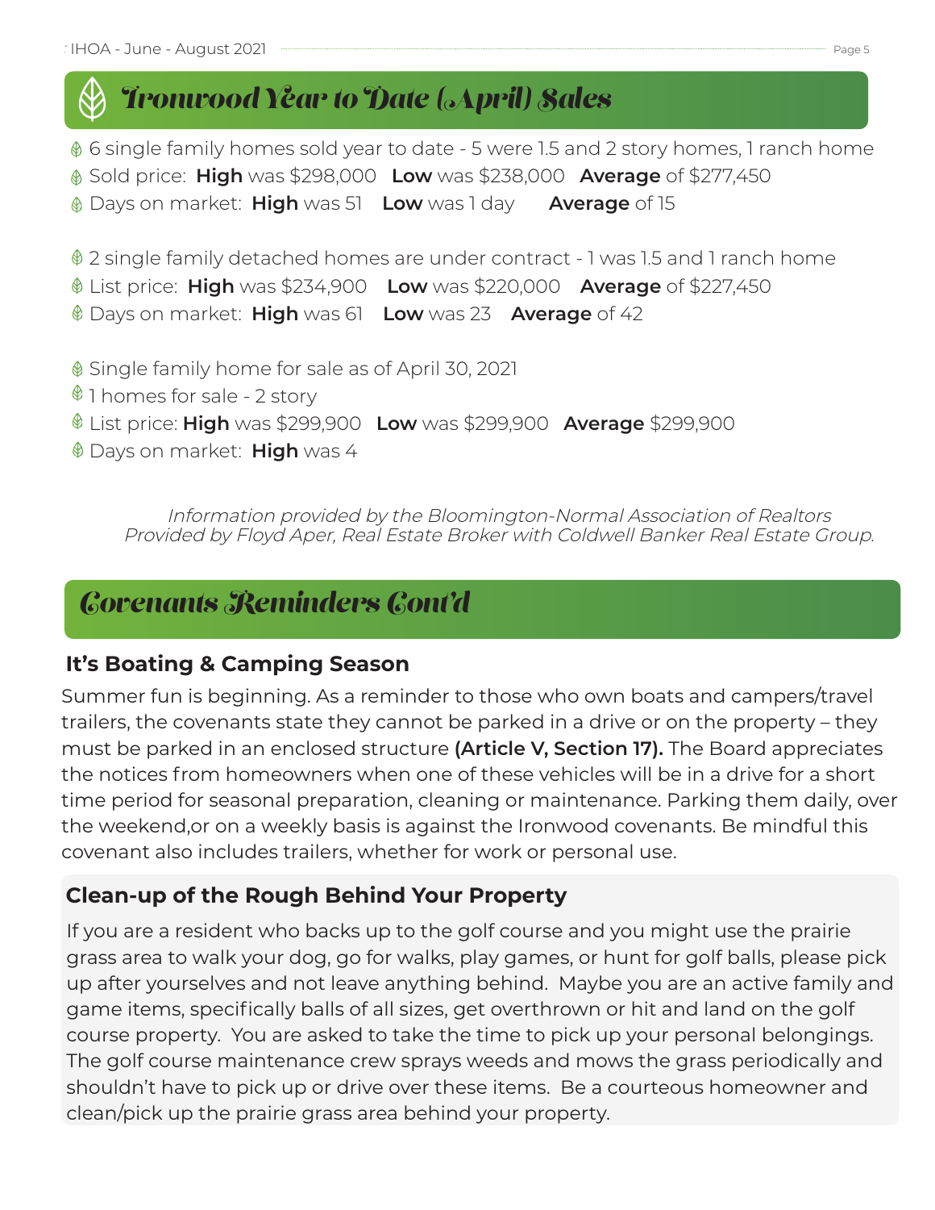## Ironwood Year to Date (April) Sales

- 6 single family homes sold year to date - 5 were 1.5 and 2 story homes, 1 ranch home
- Sold price: **High** was $298,000 **Low** was $238,000 **Average** of $277,450
- Days on market: **High** was 51 **Low** was 1 day **Average** of 15

- 2 single family detached homes are under contract - 1 was 1.5 and 1 ranch home
- List price: **High** was $234,900 **Low** was $220,000 **Average** of $227,450
- Days on market: **High** was 61 **Low** was 23 **Average** of 42

- Single family home for sale as of April 30, 2021
- 1 homes for sale - 2 story
- List price: **High** was $299,900 **Low** was $299,900 **Average** $299,900
- Days on market: **High** was 4

*Information provided by the Bloomington-Normal Association of Realtors*
*Provided by Floyd Aper, Real Estate Broker with Coldwell Banker Real Estate Group.*

## Covenants Reminders Cont'd

### It's Boating & Camping Season

Summer fun is beginning. As a reminder to those who own boats and campers/travel trailers, the covenants state they cannot be parked in a drive or on the property – they must be parked in an enclosed structure **(Article V, Section 17).** The Board appreciates the notices from homeowners when one of these vehicles will be in a drive for a short time period for seasonal preparation, cleaning or maintenance. Parking them daily, over the weekend,or on a weekly basis is against the Ironwood covenants. Be mindful this covenant also includes trailers, whether for work or personal use.

### Clean-up of the Rough Behind Your Property

If you are a resident who backs up to the golf course and you might use the prairie grass area to walk your dog, go for walks, play games, or hunt for golf balls, please pick up after yourselves and not leave anything behind. Maybe you are an active family and game items, specifically balls of all sizes, get overthrown or hit and land on the golf course property. You are asked to take the time to pick up your personal belongings. The golf course maintenance crew sprays weeds and mows the grass periodically and shouldn't have to pick up or drive over these items. Be a courteous homeowner and clean/pick up the prairie grass area behind your property.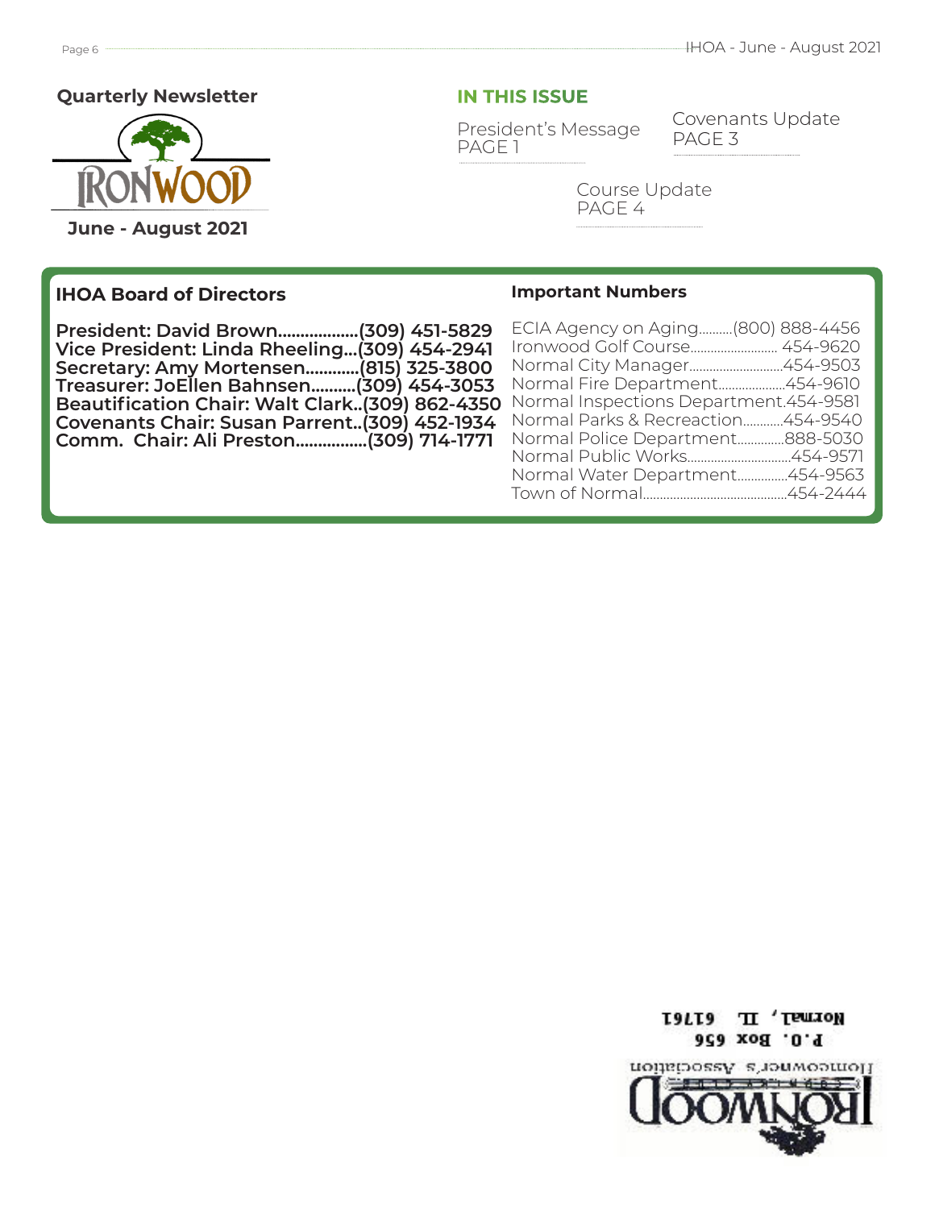**Quarterly Newsletter**

IRONWOOD

**June - August 2021**

## IN THIS ISSUE

President's Message
PAGE 1

Covenants Update
PAGE 3

Course Update
PAGE 4

### IHOA Board of Directors

**President: David Brown..................(309) 451-5829**
**Vice President: Linda Rheeling...(309) 454-2941**
**Secretary: Amy Mortensen............(815) 325-3800**
**Treasurer: JoEllen Bahnsen..........(309) 454-3053**
**Beautification Chair: Walt Clark..(309) 862-4350**
**Covenants Chair: Susan Parrent..(309) 452-1934**
**Comm. Chair: Ali Preston................(309) 714-1771**

### Important Numbers

ECIA Agency on Aging..........(800) 888-4456
Ironwood Golf Course.......................... 454-9620
Normal City Manager...........................454-9503
Normal Fire Department...................454-9610
Normal Inspections Department.454-9581
Normal Parks & Recreaction............454-9540
Normal Police Department..............888-5030
Normal Public Works..............................454-9571
Normal Water Department...............454-9563
Town of Normal..........................................454-2444

IRONWOOD
Homeowner's Association
P.O. Box 656
Normal, IL 61761